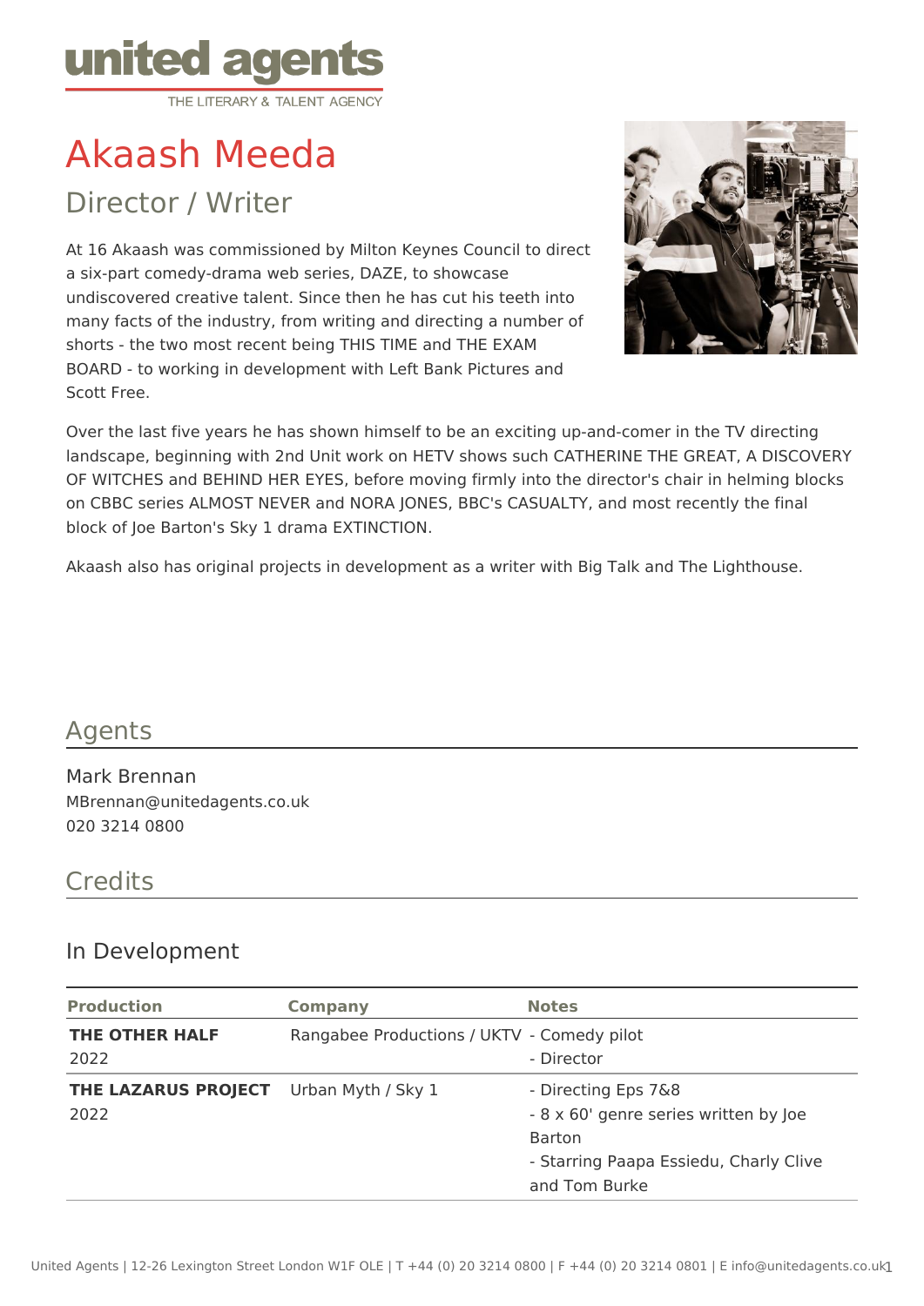united agents
THE LITERARY & TALENT AGENCY

# Akaash Meeda

## Director / Writer

At 16 Akaash was commissioned by Milton Keynes Council to direct a six-part comedy-drama web series, DAZE, to showcase undiscovered creative talent. Since then he has cut his teeth into many facts of the industry, from writing and directing a number of shorts - the two most recent being THIS TIME and THE EXAM BOARD - to working in development with Left Bank Pictures and Scott Free.

Over the last five years he has shown himself to be an exciting up-and-comer in the TV directing landscape, beginning with 2nd Unit work on HETV shows such CATHERINE THE GREAT, A DISCOVERY OF WITCHES and BEHIND HER EYES, before moving firmly into the director's chair in helming blocks on CBBC series ALMOST NEVER and NORA JONES, BBC's CASUALTY, and most recently the final block of Joe Barton's Sky 1 drama EXTINCTION.

Akaash also has original projects in development as a writer with Big Talk and The Lighthouse.

## Agents

Mark Brennan
MBrennan@unitedagents.co.uk
020 3214 0800

## Credits

### In Development

| Production | Company | Notes |
|---|---|---|
| **THE OTHER HALF** 2022 | Rangabee Productions / UKTV | - Comedy pilot<br>- Director |
| **THE LAZARUS PROJECT** 2022 | Urban Myth / Sky 1 | - Directing Eps 7&8<br>- 8 x 60' genre series written by Joe Barton<br>- Starring Paapa Essiedu, Charly Clive and Tom Burke |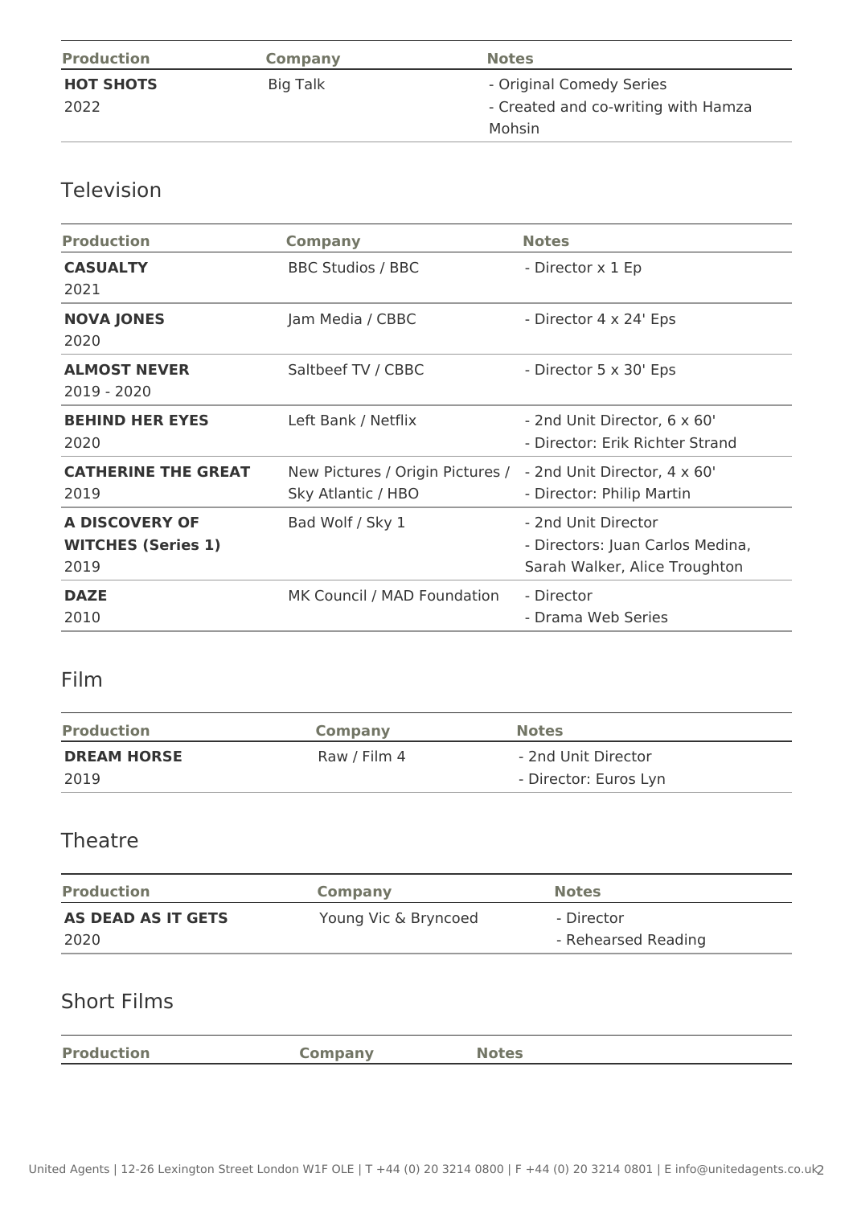| Production | Company | Notes |
| --- | --- | --- |
| **HOT SHOTS**<br>2022 | Big Talk | - Original Comedy Series<br>- Created and co-writing with Hamza Mohsin |

## Television

| Production | Company | Notes |
| --- | --- | --- |
| **CASUALTY**<br>2021 | BBC Studios / BBC | - Director x 1 Ep |
| **NOVA JONES**<br>2020 | Jam Media / CBBC | - Director 4 x 24' Eps |
| **ALMOST NEVER**<br>2019 - 2020 | Saltbeef TV / CBBC | - Director 5 x 30' Eps |
| **BEHIND HER EYES**<br>2020 | Left Bank / Netflix | - 2nd Unit Director, 6 x 60'<br>- Director: Erik Richter Strand |
| **CATHERINE THE GREAT**<br>2019 | New Pictures / Origin Pictures / Sky Atlantic / HBO | - 2nd Unit Director, 4 x 60'<br>- Director: Philip Martin |
| **A DISCOVERY OF WITCHES (Series 1)**<br>2019 | Bad Wolf / Sky 1 | - 2nd Unit Director<br>- Directors: Juan Carlos Medina, Sarah Walker, Alice Troughton |
| **DAZE**<br>2010 | MK Council / MAD Foundation | - Director<br>- Drama Web Series |

## Film

| Production | Company | Notes |
| --- | --- | --- |
| **DREAM HORSE**<br>2019 | Raw / Film 4 | - 2nd Unit Director<br>- Director: Euros Lyn |

## Theatre

| Production | Company | Notes |
| --- | --- | --- |
| **AS DEAD AS IT GETS**<br>2020 | Young Vic & Bryncoed | - Director<br>- Rehearsed Reading |

## Short Films

| Production | Company | Notes |
| --- | --- | --- |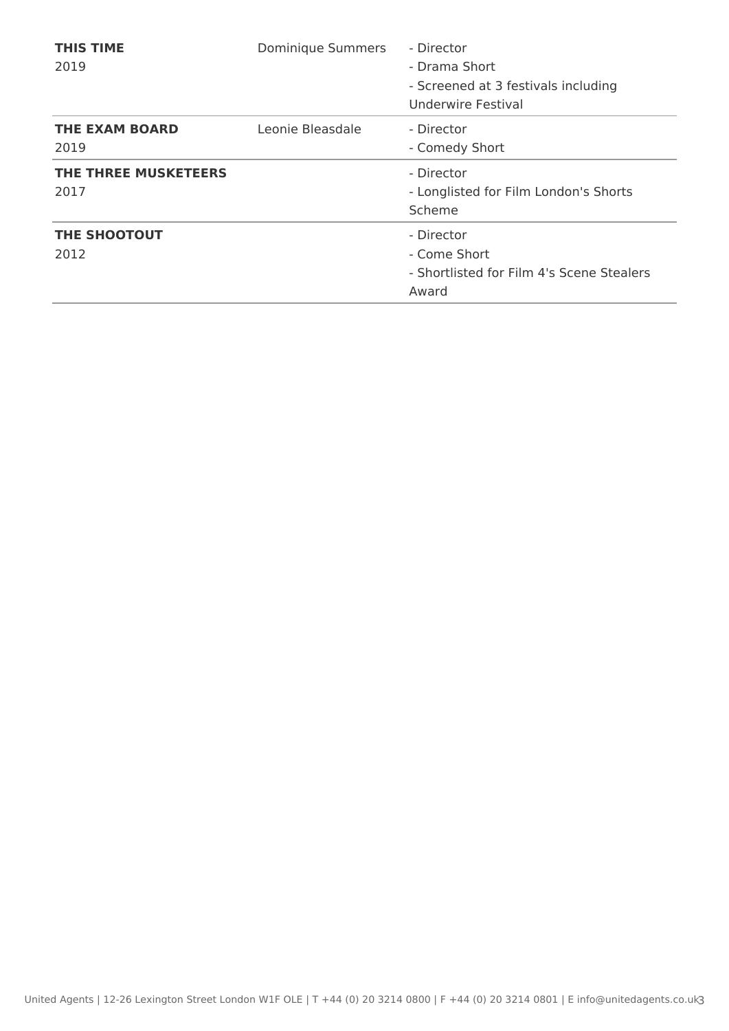| | | |
|---|---|---|
| **THIS TIME**<br>2019 | Dominique Summers | - Director<br>- Drama Short<br>- Screened at 3 festivals including Underwire Festival |
| **THE EXAM BOARD**<br>2019 | Leonie Bleasdale | - Director<br>- Comedy Short |
| **THE THREE MUSKETEERS**<br>2017 | | - Director<br>- Longlisted for Film London's Shorts Scheme |
| **THE SHOOTOUT**<br>2012 | | - Director<br>- Come Short<br>- Shortlisted for Film 4's Scene Stealers Award |

United Agents | 12-26 Lexington Street London W1F OLE | T +44 (0) 20 3214 0800 | F +44 (0) 20 3214 0801 | E info@unitedagents.co.uk